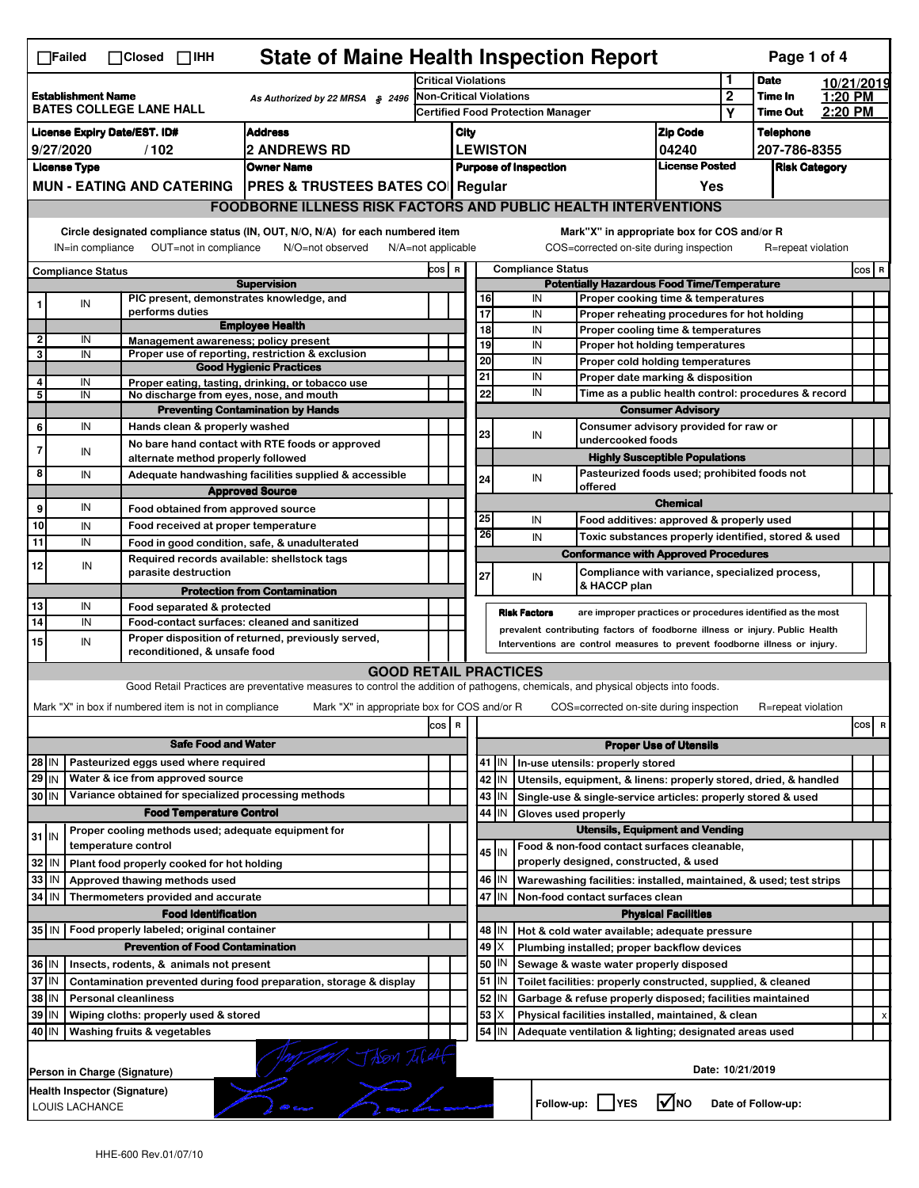☐Failed ☐Closed ☐IHH

# State of Maine Health Inspection Report

| | | | | |
|---|---|---|---|---|
| **Establishment Name** BATES COLLEGE LANE HALL | As Authorized by 22 MRSA § 2496 | Critical Violations | 1 | **Date** 10/21/2019 |
| | | Non-Critical Violations | 2 | **Time In** 1:20 PM |
| | | Certified Food Protection Manager | Y | **Time Out** 2:20 PM |

| License Expiry Date/EST. ID# | Address | City | Zip Code | Telephone |
|---|---|---|---|---|
| 9/27/2020 / 102 | 2 ANDREWS RD | LEWISTON | 04240 | 207-786-8355 |

| License Type | Owner Name | Purpose of Inspection | License Posted | Risk Category |
|---|---|---|---|---|
| MUN - EATING AND CATERING | PRES & TRUSTEES BATES CO | Regular | Yes | |

## FOODBORNE ILLNESS RISK FACTORS AND PUBLIC HEALTH INTERVENTIONS

Circle designated compliance status (IN, OUT, N/O, N/A) for each numbered item
IN=in compliance OUT=not in compliance N/O=not observed N/A=not applicable

Mark"X" in appropriate box for COS and/or R
COS=corrected on-site during inspection R=repeat violation

| # | Compliance Status | Item | COS | R |
|---|---|---|---|---|
| | | **Supervision** | | |
| 1 | IN | PIC present, demonstrates knowledge, and performs duties | | |
| | | **Employee Health** | | |
| 2 | IN | Management awareness; policy present | | |
| 3 | IN | Proper use of reporting, restriction & exclusion | | |
| | | **Good Hygienic Practices** | | |
| 4 | IN | Proper eating, tasting, drinking, or tobacco use | | |
| 5 | IN | No discharge from eyes, nose, and mouth | | |
| | | **Preventing Contamination by Hands** | | |
| 6 | IN | Hands clean & properly washed | | |
| 7 | IN | No bare hand contact with RTE foods or approved alternate method properly followed | | |
| 8 | IN | Adequate handwashing facilities supplied & accessible | | |
| | | **Approved Source** | | |
| 9 | IN | Food obtained from approved source | | |
| 10 | IN | Food received at proper temperature | | |
| 11 | IN | Food in good condition, safe, & unadulterated | | |
| 12 | IN | Required records available: shellstock tags parasite destruction | | |
| | | **Protection from Contamination** | | |
| 13 | IN | Food separated & protected | | |
| 14 | IN | Food-contact surfaces: cleaned and sanitized | | |
| 15 | IN | Proper disposition of returned, previously served, reconditioned, & unsafe food | | |
| | | **Potentially Hazardous Food Time/Temperature** | | |
| 16 | IN | Proper cooking time & temperatures | | |
| 17 | IN | Proper reheating procedures for hot holding | | |
| 18 | IN | Proper cooling time & temperatures | | |
| 19 | IN | Proper hot holding temperatures | | |
| 20 | IN | Proper cold holding temperatures | | |
| 21 | IN | Proper date marking & disposition | | |
| 22 | IN | Time as a public health control: procedures & record | | |
| | | **Consumer Advisory** | | |
| 23 | IN | Consumer advisory provided for raw or undercooked foods | | |
| | | **Highly Susceptible Populations** | | |
| 24 | IN | Pasteurized foods used; prohibited foods not offered | | |
| | | **Chemical** | | |
| 25 | IN | Food additives: approved & properly used | | |
| 26 | IN | Toxic substances properly identified, stored & used | | |
| | | **Conformance with Approved Procedures** | | |
| 27 | IN | Compliance with variance, specialized process, & HACCP plan | | |

**Risk Factors** are improper practices or procedures identified as the most prevalent contributing factors of foodborne illness or injury. Public Health Interventions are control measures to prevent foodborne illness or injury.

## GOOD RETAIL PRACTICES

Good Retail Practices are preventative measures to control the addition of pathogens, chemicals, and physical objects into foods.

Mark "X" in box if numbered item is not in compliance Mark "X" in appropriate box for COS and/or R COS=corrected on-site during inspection R=repeat violation

| # | Status | Item | COS | R |
|---|---|---|---|---|
| | | **Safe Food and Water** | | |
| 28 | IN | Pasteurized eggs used where required | | |
| 29 | IN | Water & ice from approved source | | |
| 30 | IN | Variance obtained for specialized processing methods | | |
| | | **Food Temperature Control** | | |
| 31 | IN | Proper cooling methods used; adequate equipment for temperature control | | |
| 32 | IN | Plant food properly cooked for hot holding | | |
| 33 | IN | Approved thawing methods used | | |
| 34 | IN | Thermometers provided and accurate | | |
| | | **Food Identification** | | |
| 35 | IN | Food properly labeled; original container | | |
| | | **Prevention of Food Contamination** | | |
| 36 | IN | Insects, rodents, & animals not present | | |
| 37 | IN | Contamination prevented during food preparation, storage & display | | |
| 38 | IN | Personal cleanliness | | |
| 39 | IN | Wiping cloths: properly used & stored | | |
| 40 | IN | Washing fruits & vegetables | | |
| | | **Proper Use of Utensils** | | |
| 41 | IN | In-use utensils: properly stored | | |
| 42 | IN | Utensils, equipment, & linens: properly stored, dried, & handled | | |
| 43 | IN | Single-use & single-service articles: properly stored & used | | |
| 44 | IN | Gloves used properly | | |
| | | **Utensils, Equipment and Vending** | | |
| 45 | IN | Food & non-food contact surfaces cleanable, properly designed, constructed, & used | | |
| 46 | IN | Warewashing facilities: installed, maintained, & used; test strips | | |
| 47 | IN | Non-food contact surfaces clean | | |
| | | **Physical Facilities** | | |
| 48 | IN | Hot & cold water available; adequate pressure | | |
| 49 | X | Plumbing installed; proper backflow devices | | |
| 50 | IN | Sewage & waste water properly disposed | | |
| 51 | IN | Toilet facilities: properly constructed, supplied, & cleaned | | |
| 52 | IN | Garbage & refuse properly disposed; facilities maintained | | |
| 53 | X | Physical facilities installed, maintained, & clean | | X |
| 54 | IN | Adequate ventilation & lighting; designated areas used | | |

Person in Charge (Signature): JASON TALBOT

Date: 10/21/2019

Health Inspector (Signature): LOUIS LACHANCE

Follow-up: ☐ YES ☑ NO Date of Follow-up:

HHE-600 Rev.01/07/10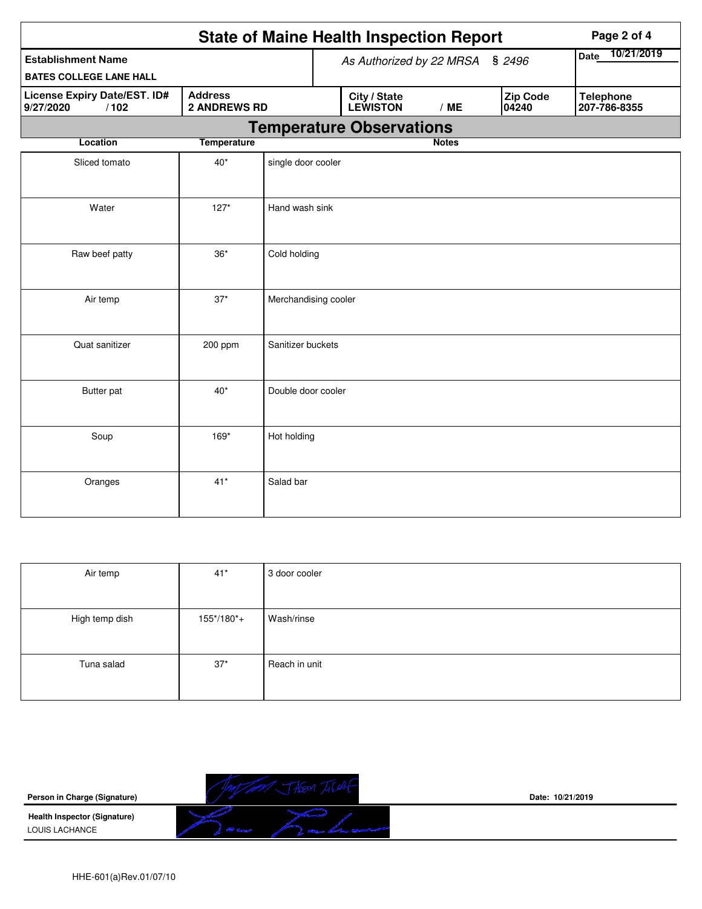# State of Maine Health Inspection Report

| Establishment Name | As Authorized by 22 MRSA § 2496 | | | Date 10/21/2019 |
|---|---|---|---|---|
| BATES COLLEGE LANE HALL | | | | |
| **License Expiry Date/EST. ID#** 9/27/2020 / 102 | **Address** 2 ANDREWS RD | **City / State** LEWISTON / ME | **Zip Code** 04240 | **Telephone** 207-786-8355 |

## Temperature Observations

| Location | Temperature | Notes |
|---|---|---|
| Sliced tomato | 40* | single door cooler |
| Water | 127* | Hand wash sink |
| Raw beef patty | 36* | Cold holding |
| Air temp | 37* | Merchandising cooler |
| Quat sanitizer | 200 ppm | Sanitizer buckets |
| Butter pat | 40* | Double door cooler |
| Soup | 169* | Hot holding |
| Oranges | 41* | Salad bar |
| Air temp | 41* | 3 door cooler |
| High temp dish | 155*/180*+ | Wash/rinse |
| Tuna salad | 37* | Reach in unit |

**Person in Charge (Signature)** Jason Tileaf

**Date:** 10/21/2019

**Health Inspector (Signature)**
LOUIS LACHANCE

HHE-601(a)Rev.01/07/10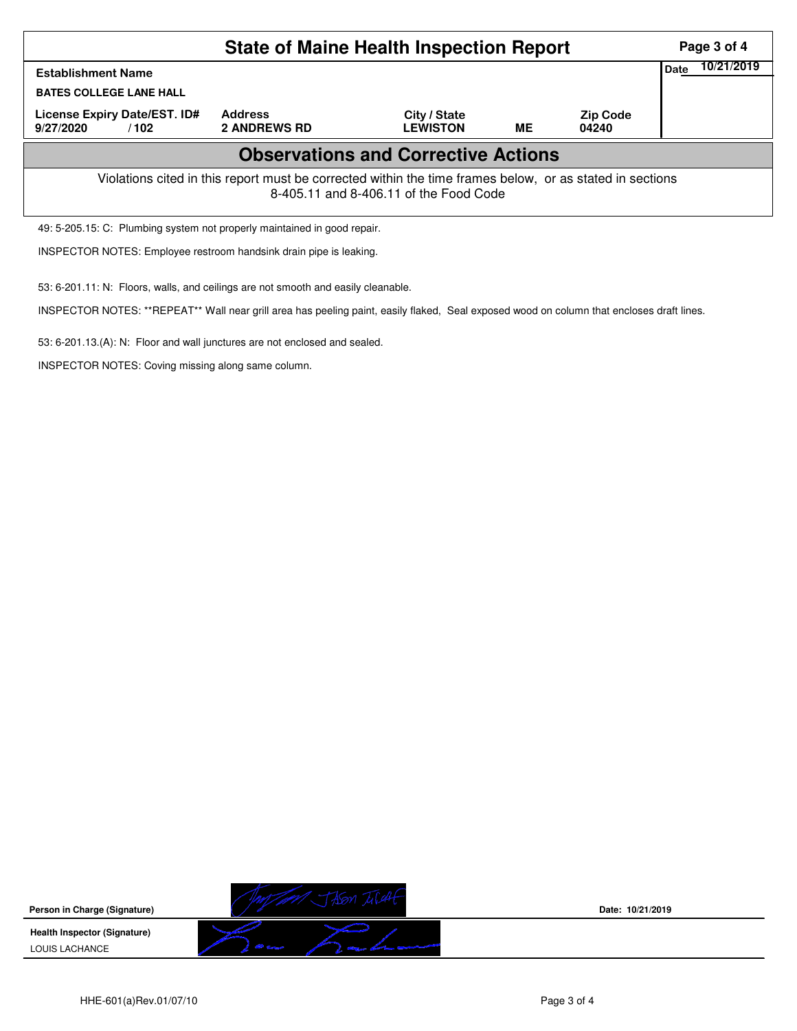# State of Maine Health Inspection Report

| Establishment Name | | | | | Date 10/21/2019 |
|---|---|---|---|---|---|
| BATES COLLEGE LANE HALL | | | | | |
| License Expiry Date/EST. ID# | Address | City / State | | Zip Code | |
| 9/27/2020 / 102 | 2 ANDREWS RD | LEWISTON | ME | 04240 | |

## Observations and Corrective Actions

Violations cited in this report must be corrected within the time frames below, or as stated in sections 8-405.11 and 8-406.11 of the Food Code

49: 5-205.15: C: Plumbing system not properly maintained in good repair.

INSPECTOR NOTES: Employee restroom handsink drain pipe is leaking.

53: 6-201.11: N: Floors, walls, and ceilings are not smooth and easily cleanable.

INSPECTOR NOTES: **REPEAT** Wall near grill area has peeling paint, easily flaked, Seal exposed wood on column that encloses draft lines.

53: 6-201.13.(A): N: Floor and wall junctures are not enclosed and sealed.

INSPECTOR NOTES: Coving missing along same column.

**Person in Charge (Signature)** JASON TUCKER — **Date:** 10/21/2019

**Health Inspector (Signature)**
LOUIS LACHANCE

HHE-601(a)Rev.01/07/10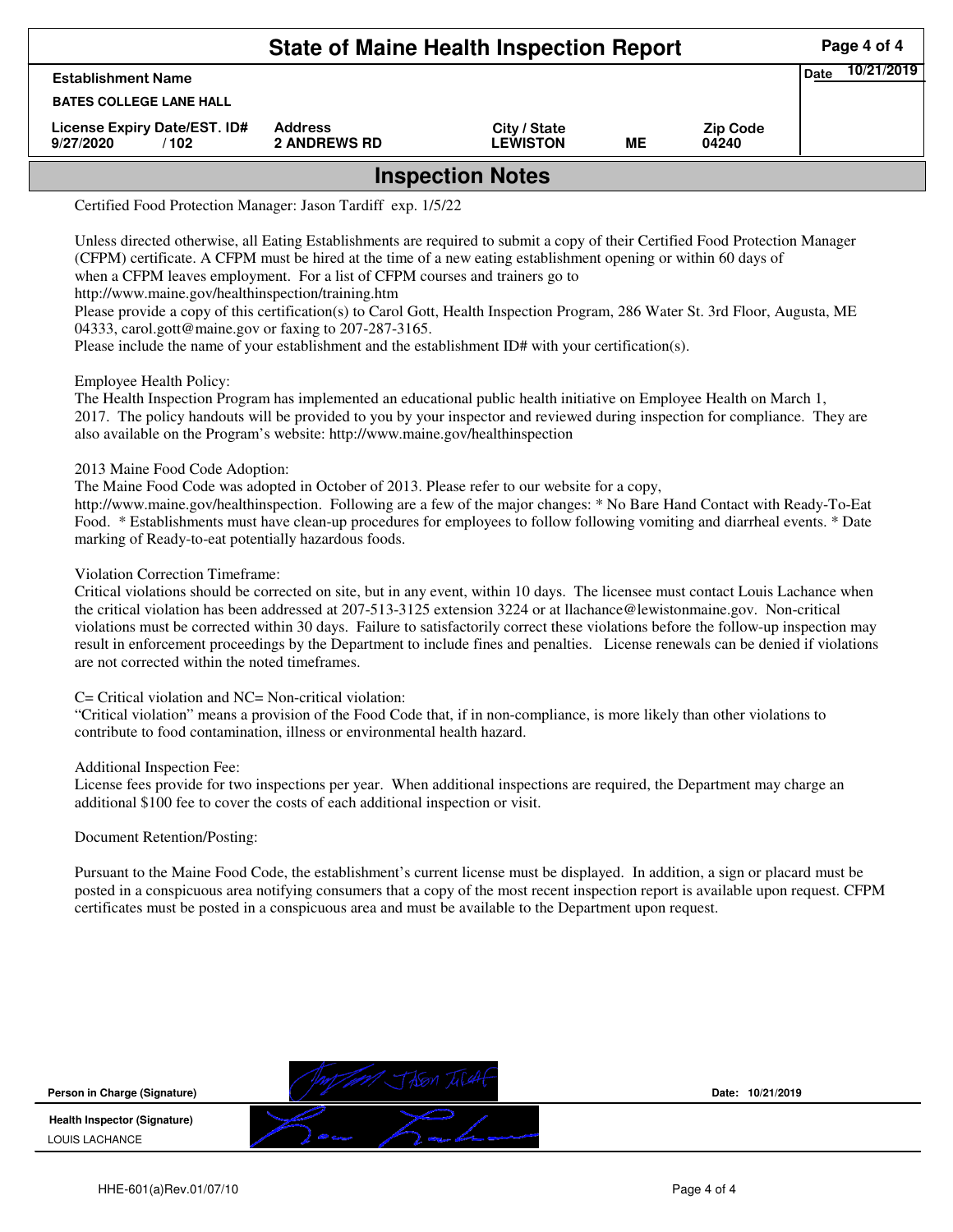# State of Maine Health Inspection Report

| | | | | | |
|---|---|---|---|---|---|
| **Establishment Name** | | | | | **Date** 10/21/2019 |
| **BATES COLLEGE LANE HALL** | | | | | |
| **License Expiry Date/EST. ID#** 9/27/2020 / 102 | **Address** 2 ANDREWS RD | **City / State** LEWISTON | ME | **Zip Code** 04240 | |

## Inspection Notes

Certified Food Protection Manager: Jason Tardiff exp. 1/5/22

Unless directed otherwise, all Eating Establishments are required to submit a copy of their Certified Food Protection Manager (CFPM) certificate. A CFPM must be hired at the time of a new eating establishment opening or within 60 days of when a CFPM leaves employment. For a list of CFPM courses and trainers go to http://www.maine.gov/healthinspection/training.htm
Please provide a copy of this certification(s) to Carol Gott, Health Inspection Program, 286 Water St. 3rd Floor, Augusta, ME 04333, carol.gott@maine.gov or faxing to 207-287-3165.
Please include the name of your establishment and the establishment ID# with your certification(s).

Employee Health Policy:
The Health Inspection Program has implemented an educational public health initiative on Employee Health on March 1, 2017. The policy handouts will be provided to you by your inspector and reviewed during inspection for compliance. They are also available on the Program's website: http://www.maine.gov/healthinspection

2013 Maine Food Code Adoption:
The Maine Food Code was adopted in October of 2013. Please refer to our website for a copy, http://www.maine.gov/healthinspection. Following are a few of the major changes: * No Bare Hand Contact with Ready-To-Eat Food. * Establishments must have clean-up procedures for employees to follow following vomiting and diarrheal events. * Date marking of Ready-to-eat potentially hazardous foods.

Violation Correction Timeframe:
Critical violations should be corrected on site, but in any event, within 10 days. The licensee must contact Louis Lachance when the critical violation has been addressed at 207-513-3125 extension 3224 or at llachance@lewistonmaine.gov. Non-critical violations must be corrected within 30 days. Failure to satisfactorily correct these violations before the follow-up inspection may result in enforcement proceedings by the Department to include fines and penalties. License renewals can be denied if violations are not corrected within the noted timeframes.

C= Critical violation and NC= Non-critical violation:
"Critical violation" means a provision of the Food Code that, if in non-compliance, is more likely than other violations to contribute to food contamination, illness or environmental health hazard.

Additional Inspection Fee:
License fees provide for two inspections per year. When additional inspections are required, the Department may charge an additional $100 fee to cover the costs of each additional inspection or visit.

Document Retention/Posting:

Pursuant to the Maine Food Code, the establishment's current license must be displayed. In addition, a sign or placard must be posted in a conspicuous area notifying consumers that a copy of the most recent inspection report is available upon request. CFPM certificates must be posted in a conspicuous area and must be available to the Department upon request.

**Person in Charge (Signature)** [signature] Jason Tardiff  **Date:** 10/21/2019

**Health Inspector (Signature)** [signature]
LOUIS LACHANCE

HHE-601(a)Rev.01/07/10